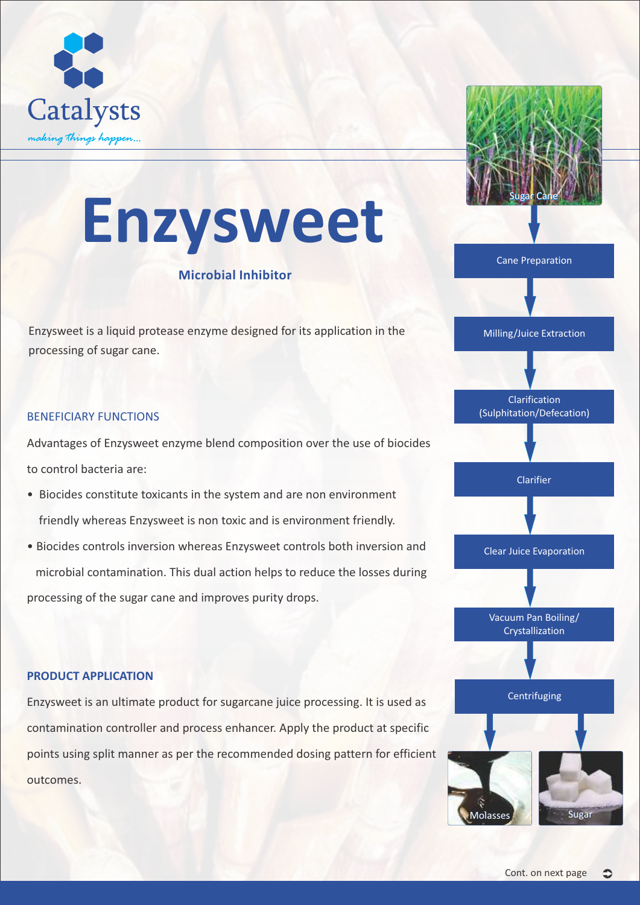Catalysts

*making things happen...*

# Enzysweet

### Microbial Inhibitor

Enzysweet is a liquid protease enzyme designed for its application in the processing of sugar cane.

## BENEFICIARY FUNCTIONS

Advantages of Enzysweet enzyme blend composition over the use of biocides to control bacteria are:

- Biocides constitute toxicants in the system and are non environment friendly whereas Enzysweet is non toxic and is environment friendly.
- Biocides controls inversion whereas Enzysweet controls both inversion and microbial contamination. This dual action helps to reduce the losses during processing of the sugar cane and improves purity drops.

## PRODUCT APPLICATION

Enzysweet is an ultimate product for sugarcane juice processing. It is used as contamination controller and process enhancer. Apply the product at specific points using split manner as per the recommended dosing pattern for efficient outcomes.

Sugar Cane → Cane Preparation → Milling/Juice Extraction → Clarification (Sulphitation/Defecation) → Clarifier → Clear Juice Evaporation → Vacuum Pan Boiling/ Crystallization → Centrifuging → Molasses / Sugar

Cont. on next page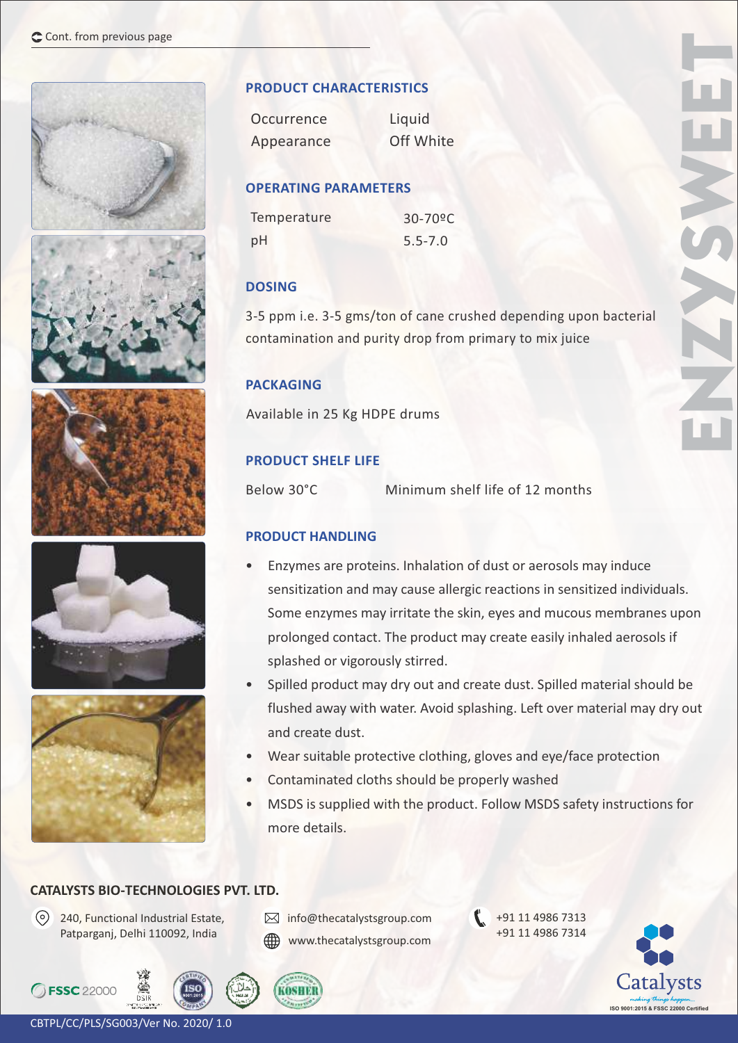Cont. from previous page

## PRODUCT CHARACTERISTICS

| | |
|---|---|
| Occurrence | Liquid |
| Appearance | Off White |

## OPERATING PARAMETERS

| | |
|---|---|
| Temperature | 30-70ºC |
| pH | 5.5-7.0 |

## DOSING

3-5 ppm i.e. 3-5 gms/ton of cane crushed depending upon bacterial contamination and purity drop from primary to mix juice

## PACKAGING

Available in 25 Kg HDPE drums

## PRODUCT SHELF LIFE

| | |
|---|---|
| Below 30˚C | Minimum shelf life of 12 months |

## PRODUCT HANDLING

- Enzymes are proteins. Inhalation of dust or aerosols may induce sensitization and may cause allergic reactions in sensitized individuals. Some enzymes may irritate the skin, eyes and mucous membranes upon prolonged contact. The product may create easily inhaled aerosols if splashed or vigorously stirred.
- Spilled product may dry out and create dust. Spilled material should be flushed away with water. Avoid splashing. Left over material may dry out and create dust.
- Wear suitable protective clothing, gloves and eye/face protection
- Contaminated cloths should be properly washed
- MSDS is supplied with the product. Follow MSDS safety instructions for more details.

ENZYSWEET

**CATALYSTS BIO-TECHNOLOGIES PVT. LTD.**

240, Functional Industrial Estate,
Patparganj, Delhi 110092, India

info@thecatalystsgroup.com
www.thecatalystsgroup.com

+91 11 4986 7313
+91 11 4986 7314

FSSC 22000

Catalysts
making things happen...
ISO 9001:2015 & FSSC 22000 Certified

CBTPL/CC/PLS/SG003/Ver No. 2020/ 1.0